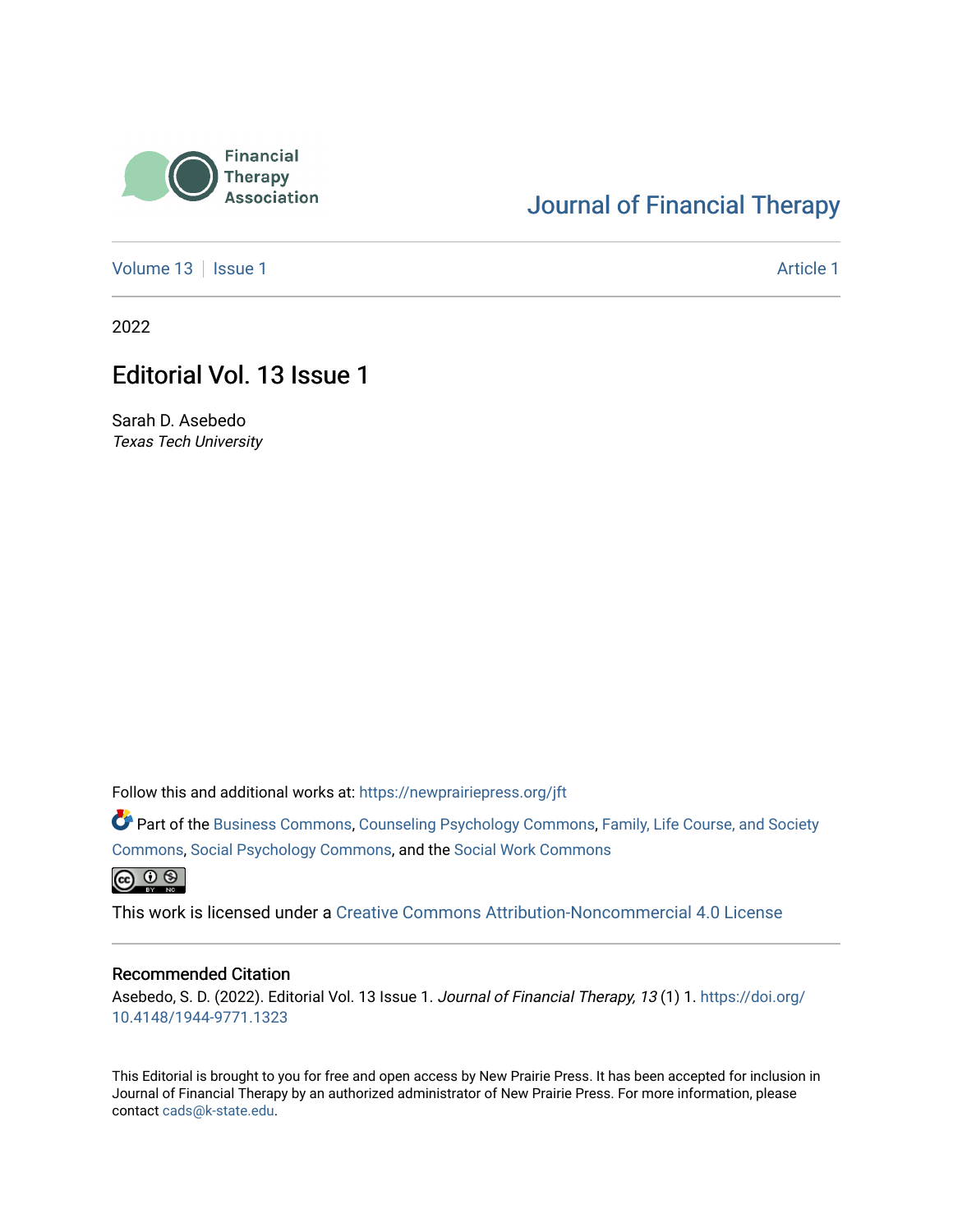Financial Therapy Association

Journal of Financial Therapy

Volume 13 | Issue 1 — Article 1

2022

# Editorial Vol. 13 Issue 1

Sarah D. Asebedo
*Texas Tech University*

Follow this and additional works at: https://newprairiepress.org/jft

Part of the Business Commons, Counseling Psychology Commons, Family, Life Course, and Society Commons, Social Psychology Commons, and the Social Work Commons

This work is licensed under a Creative Commons Attribution-Noncommercial 4.0 License

## Recommended Citation

Asebedo, S. D. (2022). Editorial Vol. 13 Issue 1. *Journal of Financial Therapy, 13* (1) 1. https://doi.org/10.4148/1944-9771.1323

This Editorial is brought to you for free and open access by New Prairie Press. It has been accepted for inclusion in Journal of Financial Therapy by an authorized administrator of New Prairie Press. For more information, please contact cads@k-state.edu.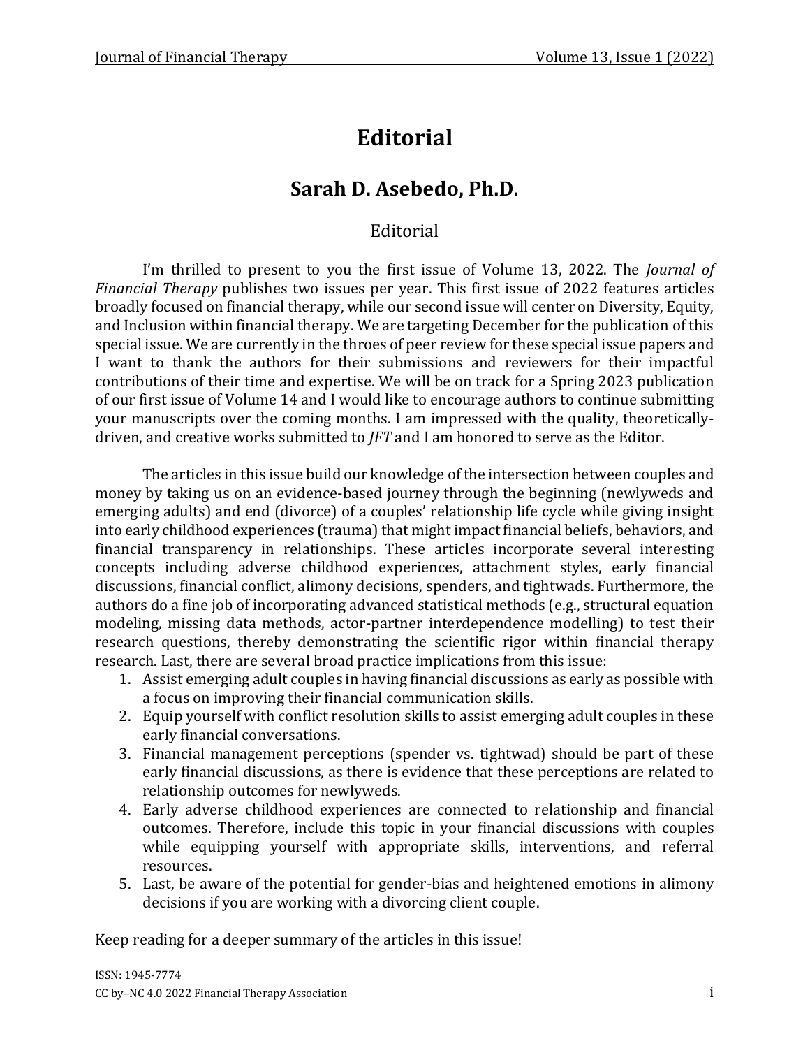# Editorial

## Sarah D. Asebedo, Ph.D.

Editorial

I'm thrilled to present to you the first issue of Volume 13, 2022. The *Journal of Financial Therapy* publishes two issues per year. This first issue of 2022 features articles broadly focused on financial therapy, while our second issue will center on Diversity, Equity, and Inclusion within financial therapy. We are targeting December for the publication of this special issue. We are currently in the throes of peer review for these special issue papers and I want to thank the authors for their submissions and reviewers for their impactful contributions of their time and expertise. We will be on track for a Spring 2023 publication of our first issue of Volume 14 and I would like to encourage authors to continue submitting your manuscripts over the coming months. I am impressed with the quality, theoretically-driven, and creative works submitted to *JFT* and I am honored to serve as the Editor.

The articles in this issue build our knowledge of the intersection between couples and money by taking us on an evidence-based journey through the beginning (newlyweds and emerging adults) and end (divorce) of a couples' relationship life cycle while giving insight into early childhood experiences (trauma) that might impact financial beliefs, behaviors, and financial transparency in relationships. These articles incorporate several interesting concepts including adverse childhood experiences, attachment styles, early financial discussions, financial conflict, alimony decisions, spenders, and tightwads. Furthermore, the authors do a fine job of incorporating advanced statistical methods (e.g., structural equation modeling, missing data methods, actor-partner interdependence modelling) to test their research questions, thereby demonstrating the scientific rigor within financial therapy research. Last, there are several broad practice implications from this issue:

1. Assist emerging adult couples in having financial discussions as early as possible with a focus on improving their financial communication skills.
2. Equip yourself with conflict resolution skills to assist emerging adult couples in these early financial conversations.
3. Financial management perceptions (spender vs. tightwad) should be part of these early financial discussions, as there is evidence that these perceptions are related to relationship outcomes for newlyweds.
4. Early adverse childhood experiences are connected to relationship and financial outcomes. Therefore, include this topic in your financial discussions with couples while equipping yourself with appropriate skills, interventions, and referral resources.
5. Last, be aware of the potential for gender-bias and heightened emotions in alimony decisions if you are working with a divorcing client couple.

Keep reading for a deeper summary of the articles in this issue!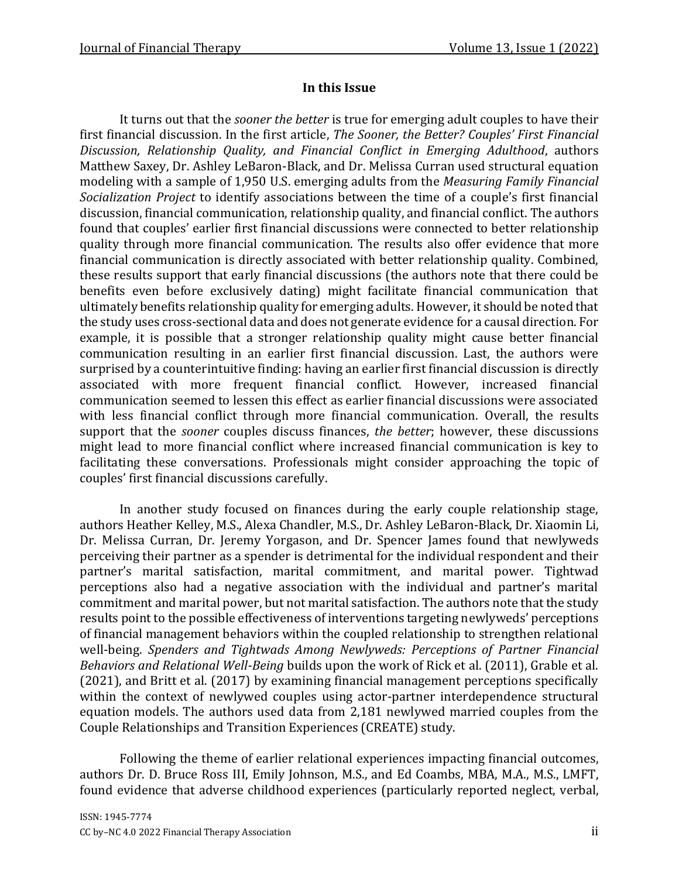## In this Issue

It turns out that the *sooner the better* is true for emerging adult couples to have their first financial discussion. In the first article, *The Sooner, the Better? Couples' First Financial Discussion, Relationship Quality, and Financial Conflict in Emerging Adulthood*, authors Matthew Saxey, Dr. Ashley LeBaron-Black, and Dr. Melissa Curran used structural equation modeling with a sample of 1,950 U.S. emerging adults from the *Measuring Family Financial Socialization Project* to identify associations between the time of a couple's first financial discussion, financial communication, relationship quality, and financial conflict. The authors found that couples' earlier first financial discussions were connected to better relationship quality through more financial communication. The results also offer evidence that more financial communication is directly associated with better relationship quality. Combined, these results support that early financial discussions (the authors note that there could be benefits even before exclusively dating) might facilitate financial communication that ultimately benefits relationship quality for emerging adults. However, it should be noted that the study uses cross-sectional data and does not generate evidence for a causal direction. For example, it is possible that a stronger relationship quality might cause better financial communication resulting in an earlier first financial discussion. Last, the authors were surprised by a counterintuitive finding: having an earlier first financial discussion is directly associated with more frequent financial conflict. However, increased financial communication seemed to lessen this effect as earlier financial discussions were associated with less financial conflict through more financial communication. Overall, the results support that the *sooner* couples discuss finances, *the better*; however, these discussions might lead to more financial conflict where increased financial communication is key to facilitating these conversations. Professionals might consider approaching the topic of couples' first financial discussions carefully.

In another study focused on finances during the early couple relationship stage, authors Heather Kelley, M.S., Alexa Chandler, M.S., Dr. Ashley LeBaron-Black, Dr. Xiaomin Li, Dr. Melissa Curran, Dr. Jeremy Yorgason, and Dr. Spencer James found that newlyweds perceiving their partner as a spender is detrimental for the individual respondent and their partner's marital satisfaction, marital commitment, and marital power. Tightwad perceptions also had a negative association with the individual and partner's marital commitment and marital power, but not marital satisfaction. The authors note that the study results point to the possible effectiveness of interventions targeting newlyweds' perceptions of financial management behaviors within the coupled relationship to strengthen relational well-being. *Spenders and Tightwads Among Newlyweds: Perceptions of Partner Financial Behaviors and Relational Well-Being* builds upon the work of Rick et al. (2011), Grable et al. (2021), and Britt et al. (2017) by examining financial management perceptions specifically within the context of newlywed couples using actor-partner interdependence structural equation models. The authors used data from 2,181 newlywed married couples from the Couple Relationships and Transition Experiences (CREATE) study.

Following the theme of earlier relational experiences impacting financial outcomes, authors Dr. D. Bruce Ross III, Emily Johnson, M.S., and Ed Coambs, MBA, M.A., M.S., LMFT, found evidence that adverse childhood experiences (particularly reported neglect, verbal,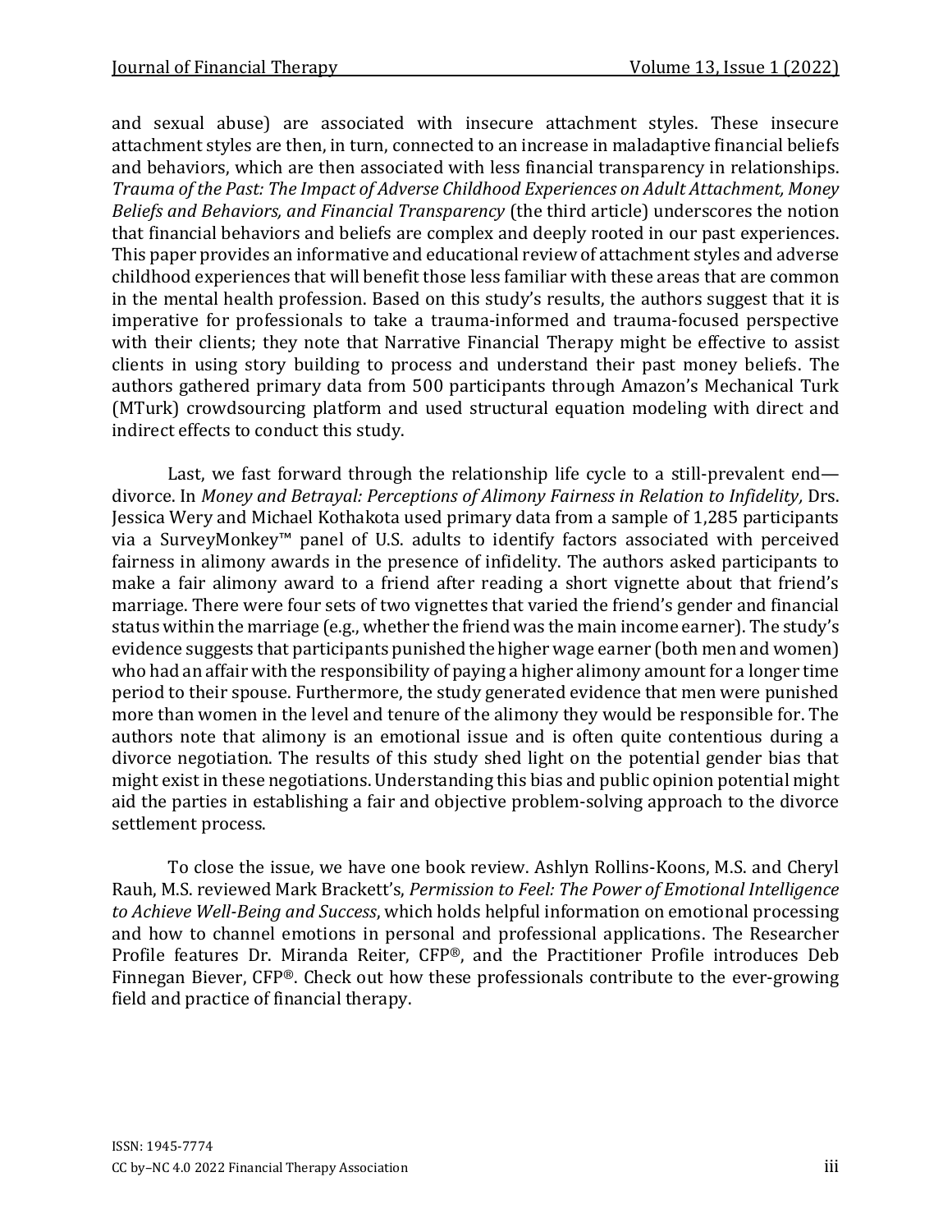and sexual abuse) are associated with insecure attachment styles. These insecure attachment styles are then, in turn, connected to an increase in maladaptive financial beliefs and behaviors, which are then associated with less financial transparency in relationships. *Trauma of the Past: The Impact of Adverse Childhood Experiences on Adult Attachment, Money Beliefs and Behaviors, and Financial Transparency* (the third article) underscores the notion that financial behaviors and beliefs are complex and deeply rooted in our past experiences. This paper provides an informative and educational review of attachment styles and adverse childhood experiences that will benefit those less familiar with these areas that are common in the mental health profession. Based on this study's results, the authors suggest that it is imperative for professionals to take a trauma-informed and trauma-focused perspective with their clients; they note that Narrative Financial Therapy might be effective to assist clients in using story building to process and understand their past money beliefs. The authors gathered primary data from 500 participants through Amazon's Mechanical Turk (MTurk) crowdsourcing platform and used structural equation modeling with direct and indirect effects to conduct this study.

Last, we fast forward through the relationship life cycle to a still-prevalent end—divorce. In *Money and Betrayal: Perceptions of Alimony Fairness in Relation to Infidelity,* Drs. Jessica Wery and Michael Kothakota used primary data from a sample of 1,285 participants via a SurveyMonkey™ panel of U.S. adults to identify factors associated with perceived fairness in alimony awards in the presence of infidelity. The authors asked participants to make a fair alimony award to a friend after reading a short vignette about that friend's marriage. There were four sets of two vignettes that varied the friend's gender and financial status within the marriage (e.g., whether the friend was the main income earner). The study's evidence suggests that participants punished the higher wage earner (both men and women) who had an affair with the responsibility of paying a higher alimony amount for a longer time period to their spouse. Furthermore, the study generated evidence that men were punished more than women in the level and tenure of the alimony they would be responsible for. The authors note that alimony is an emotional issue and is often quite contentious during a divorce negotiation. The results of this study shed light on the potential gender bias that might exist in these negotiations. Understanding this bias and public opinion potential might aid the parties in establishing a fair and objective problem-solving approach to the divorce settlement process.

To close the issue, we have one book review. Ashlyn Rollins-Koons, M.S. and Cheryl Rauh, M.S. reviewed Mark Brackett's, *Permission to Feel: The Power of Emotional Intelligence to Achieve Well-Being and Success*, which holds helpful information on emotional processing and how to channel emotions in personal and professional applications. The Researcher Profile features Dr. Miranda Reiter, CFP®, and the Practitioner Profile introduces Deb Finnegan Biever, CFP®. Check out how these professionals contribute to the ever-growing field and practice of financial therapy.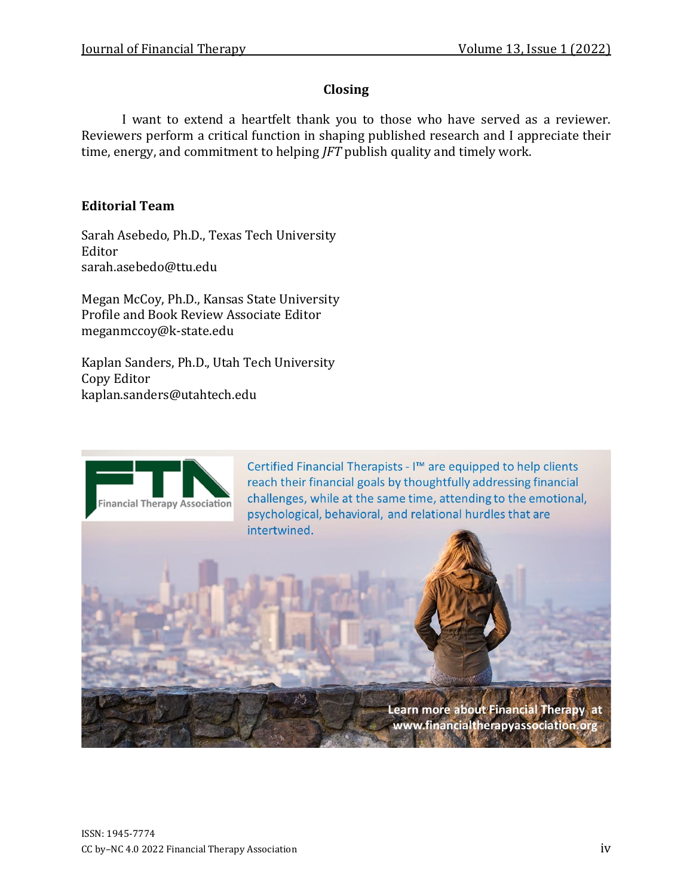## Closing

I want to extend a heartfelt thank you to those who have served as a reviewer. Reviewers perform a critical function in shaping published research and I appreciate their time, energy, and commitment to helping *JFT* publish quality and timely work.

### Editorial Team

Sarah Asebedo, Ph.D., Texas Tech University
Editor
sarah.asebedo@ttu.edu

Megan McCoy, Ph.D., Kansas State University
Profile and Book Review Associate Editor
meganmccoy@k-state.edu

Kaplan Sanders, Ph.D., Utah Tech University
Copy Editor
kaplan.sanders@utahtech.edu

Financial Therapy Association

Certified Financial Therapists - I™ are equipped to help clients reach their financial goals by thoughtfully addressing financial challenges, while at the same time, attending to the emotional, psychological, behavioral, and relational hurdles that are intertwined.

Learn more about Financial Therapy at www.financialtherapyassociation.org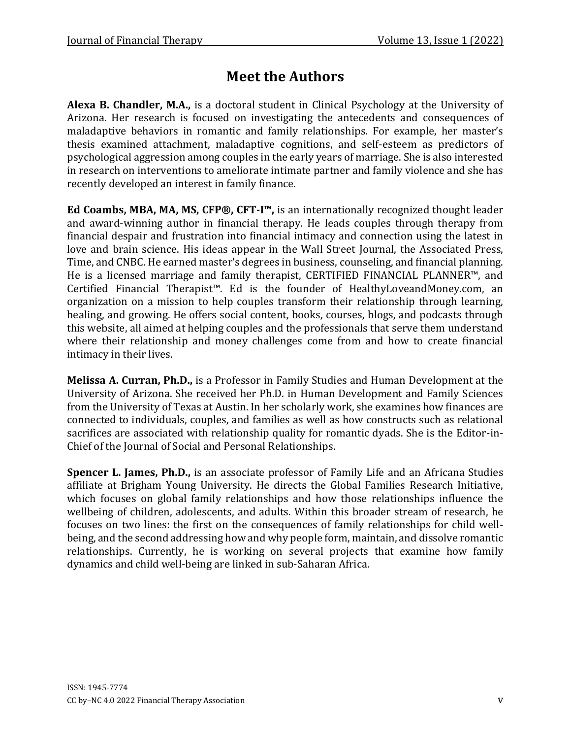# Meet the Authors

**Alexa B. Chandler, M.A.,** is a doctoral student in Clinical Psychology at the University of Arizona. Her research is focused on investigating the antecedents and consequences of maladaptive behaviors in romantic and family relationships. For example, her master's thesis examined attachment, maladaptive cognitions, and self-esteem as predictors of psychological aggression among couples in the early years of marriage. She is also interested in research on interventions to ameliorate intimate partner and family violence and she has recently developed an interest in family finance.

**Ed Coambs, MBA, MA, MS, CFP®, CFT-I™,** is an internationally recognized thought leader and award-winning author in financial therapy. He leads couples through therapy from financial despair and frustration into financial intimacy and connection using the latest in love and brain science. His ideas appear in the Wall Street Journal, the Associated Press, Time, and CNBC. He earned master's degrees in business, counseling, and financial planning. He is a licensed marriage and family therapist, CERTIFIED FINANCIAL PLANNER™, and Certified Financial Therapist™. Ed is the founder of HealthyLoveandMoney.com, an organization on a mission to help couples transform their relationship through learning, healing, and growing. He offers social content, books, courses, blogs, and podcasts through this website, all aimed at helping couples and the professionals that serve them understand where their relationship and money challenges come from and how to create financial intimacy in their lives.

**Melissa A. Curran, Ph.D.,** is a Professor in Family Studies and Human Development at the University of Arizona. She received her Ph.D. in Human Development and Family Sciences from the University of Texas at Austin. In her scholarly work, she examines how finances are connected to individuals, couples, and families as well as how constructs such as relational sacrifices are associated with relationship quality for romantic dyads. She is the Editor-in-Chief of the Journal of Social and Personal Relationships.

**Spencer L. James, Ph.D.,** is an associate professor of Family Life and an Africana Studies affiliate at Brigham Young University. He directs the Global Families Research Initiative, which focuses on global family relationships and how those relationships influence the wellbeing of children, adolescents, and adults. Within this broader stream of research, he focuses on two lines: the first on the consequences of family relationships for child well-being, and the second addressing how and why people form, maintain, and dissolve romantic relationships. Currently, he is working on several projects that examine how family dynamics and child well-being are linked in sub-Saharan Africa.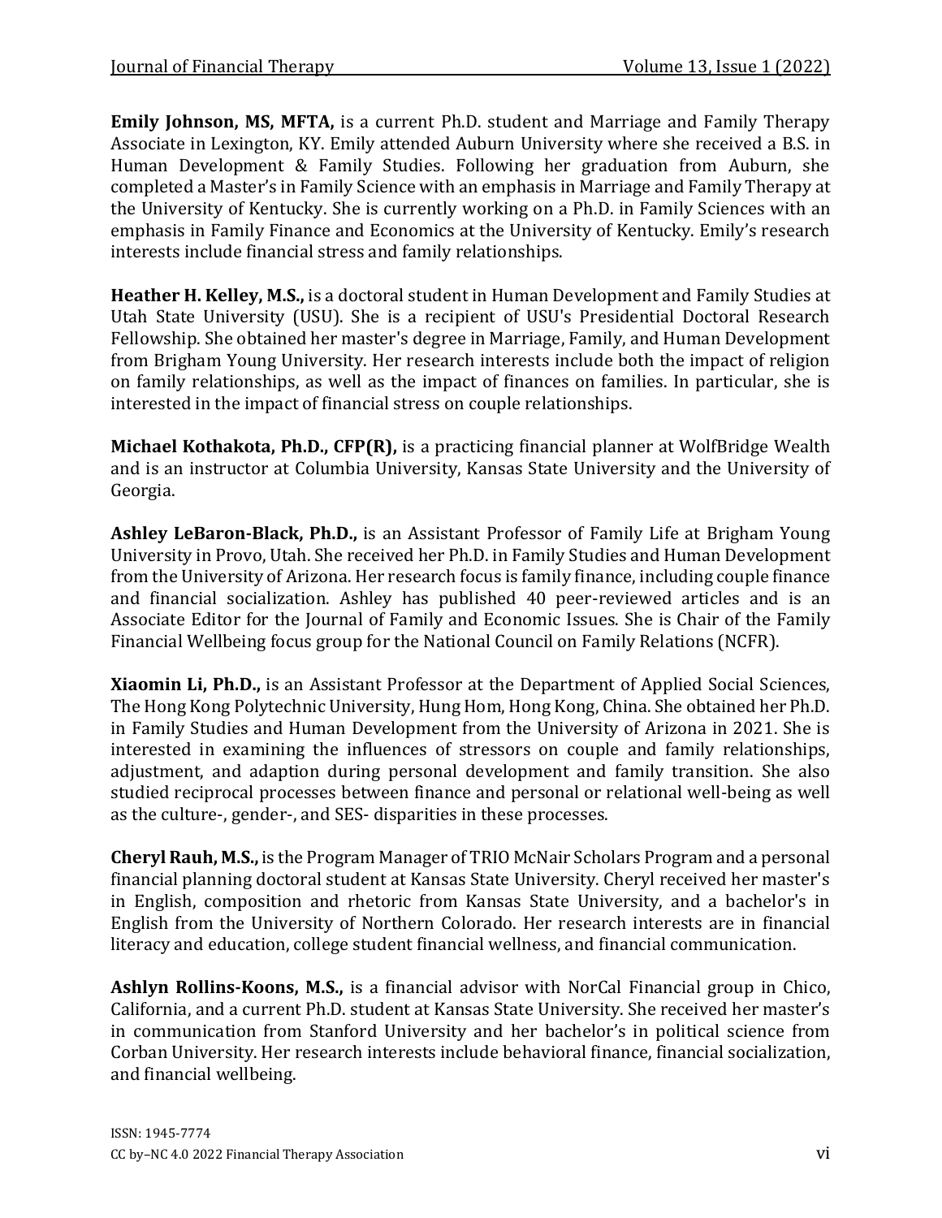**Emily Johnson, MS, MFTA,** is a current Ph.D. student and Marriage and Family Therapy Associate in Lexington, KY. Emily attended Auburn University where she received a B.S. in Human Development & Family Studies. Following her graduation from Auburn, she completed a Master's in Family Science with an emphasis in Marriage and Family Therapy at the University of Kentucky. She is currently working on a Ph.D. in Family Sciences with an emphasis in Family Finance and Economics at the University of Kentucky. Emily's research interests include financial stress and family relationships.

**Heather H. Kelley, M.S.,** is a doctoral student in Human Development and Family Studies at Utah State University (USU). She is a recipient of USU's Presidential Doctoral Research Fellowship. She obtained her master's degree in Marriage, Family, and Human Development from Brigham Young University. Her research interests include both the impact of religion on family relationships, as well as the impact of finances on families. In particular, she is interested in the impact of financial stress on couple relationships.

**Michael Kothakota, Ph.D., CFP(R),** is a practicing financial planner at WolfBridge Wealth and is an instructor at Columbia University, Kansas State University and the University of Georgia.

**Ashley LeBaron-Black, Ph.D.,** is an Assistant Professor of Family Life at Brigham Young University in Provo, Utah. She received her Ph.D. in Family Studies and Human Development from the University of Arizona. Her research focus is family finance, including couple finance and financial socialization. Ashley has published 40 peer-reviewed articles and is an Associate Editor for the Journal of Family and Economic Issues. She is Chair of the Family Financial Wellbeing focus group for the National Council on Family Relations (NCFR).

**Xiaomin Li, Ph.D.,** is an Assistant Professor at the Department of Applied Social Sciences, The Hong Kong Polytechnic University, Hung Hom, Hong Kong, China. She obtained her Ph.D. in Family Studies and Human Development from the University of Arizona in 2021. She is interested in examining the influences of stressors on couple and family relationships, adjustment, and adaption during personal development and family transition. She also studied reciprocal processes between finance and personal or relational well-being as well as the culture-, gender-, and SES- disparities in these processes.

**Cheryl Rauh, M.S.,** is the Program Manager of TRIO McNair Scholars Program and a personal financial planning doctoral student at Kansas State University. Cheryl received her master's in English, composition and rhetoric from Kansas State University, and a bachelor's in English from the University of Northern Colorado. Her research interests are in financial literacy and education, college student financial wellness, and financial communication.

**Ashlyn Rollins-Koons, M.S.,** is a financial advisor with NorCal Financial group in Chico, California, and a current Ph.D. student at Kansas State University. She received her master's in communication from Stanford University and her bachelor's in political science from Corban University. Her research interests include behavioral finance, financial socialization, and financial wellbeing.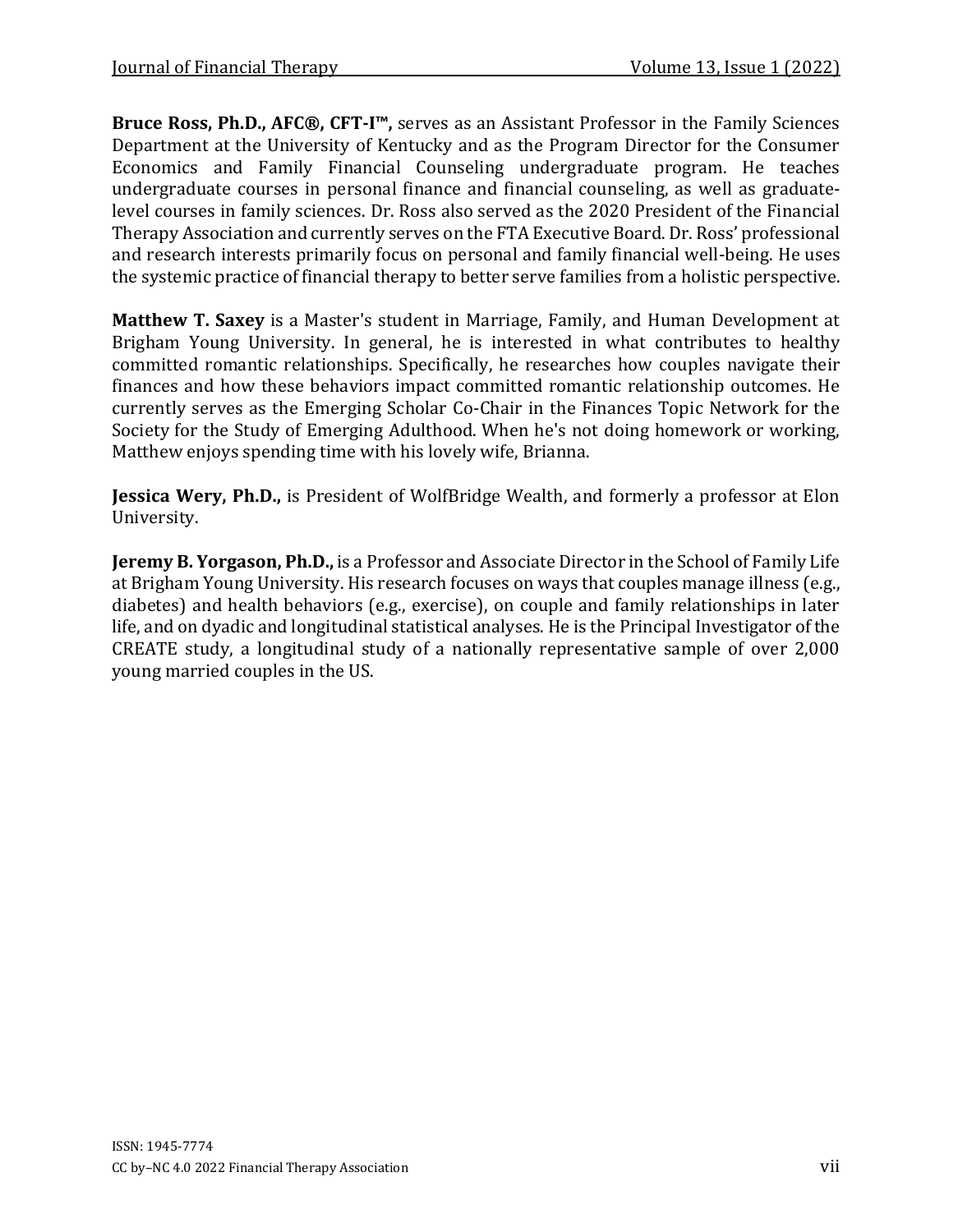**Bruce Ross, Ph.D., AFC®, CFT-I™,** serves as an Assistant Professor in the Family Sciences Department at the University of Kentucky and as the Program Director for the Consumer Economics and Family Financial Counseling undergraduate program. He teaches undergraduate courses in personal finance and financial counseling, as well as graduate-level courses in family sciences. Dr. Ross also served as the 2020 President of the Financial Therapy Association and currently serves on the FTA Executive Board. Dr. Ross' professional and research interests primarily focus on personal and family financial well-being. He uses the systemic practice of financial therapy to better serve families from a holistic perspective.

**Matthew T. Saxey** is a Master's student in Marriage, Family, and Human Development at Brigham Young University. In general, he is interested in what contributes to healthy committed romantic relationships. Specifically, he researches how couples navigate their finances and how these behaviors impact committed romantic relationship outcomes. He currently serves as the Emerging Scholar Co-Chair in the Finances Topic Network for the Society for the Study of Emerging Adulthood. When he's not doing homework or working, Matthew enjoys spending time with his lovely wife, Brianna.

**Jessica Wery, Ph.D.,** is President of WolfBridge Wealth, and formerly a professor at Elon University.

**Jeremy B. Yorgason, Ph.D.,** is a Professor and Associate Director in the School of Family Life at Brigham Young University. His research focuses on ways that couples manage illness (e.g., diabetes) and health behaviors (e.g., exercise), on couple and family relationships in later life, and on dyadic and longitudinal statistical analyses. He is the Principal Investigator of the CREATE study, a longitudinal study of a nationally representative sample of over 2,000 young married couples in the US.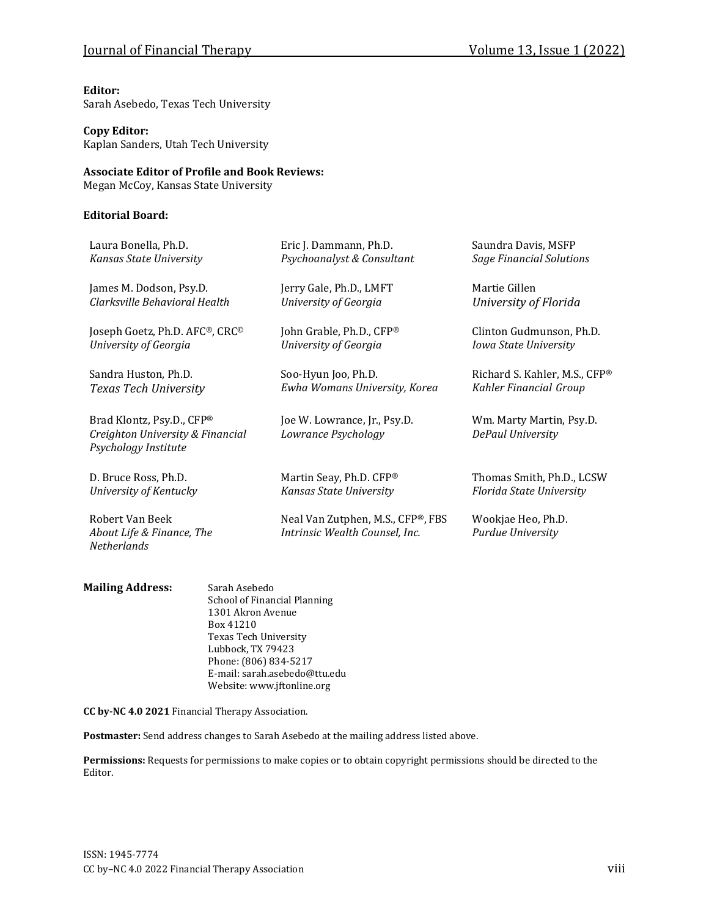**Editor:**
Sarah Asebedo, Texas Tech University

**Copy Editor:**
Kaplan Sanders, Utah Tech University

**Associate Editor of Profile and Book Reviews:**
Megan McCoy, Kansas State University

**Editorial Board:**

Laura Bonella, Ph.D.
*Kansas State University*

Eric J. Dammann, Ph.D.
*Psychoanalyst & Consultant*

Saundra Davis, MSFP
*Sage Financial Solutions*

James M. Dodson, Psy.D.
*Clarksville Behavioral Health*

Jerry Gale, Ph.D., LMFT
*University of Georgia*

Martie Gillen
*University of Florida*

Joseph Goetz, Ph.D. AFC®, CRC©
*University of Georgia*

John Grable, Ph.D., CFP®
*University of Georgia*

Clinton Gudmunson, Ph.D.
*Iowa State University*

Sandra Huston, Ph.D.
*Texas Tech University*

Soo-Hyun Joo, Ph.D.
*Ewha Womans University, Korea*

Richard S. Kahler, M.S., CFP®
*Kahler Financial Group*

Brad Klontz, Psy.D., CFP®
*Creighton University & Financial Psychology Institute*

Joe W. Lowrance, Jr., Psy.D.
*Lowrance Psychology*

Wm. Marty Martin, Psy.D.
*DePaul University*

D. Bruce Ross, Ph.D.
*University of Kentucky*

Martin Seay, Ph.D. CFP®
*Kansas State University*

Thomas Smith, Ph.D., LCSW
*Florida State University*

Robert Van Beek
*About Life & Finance, The Netherlands*

Neal Van Zutphen, M.S., CFP®, FBS
*Intrinsic Wealth Counsel, Inc.*

Wookjae Heo, Ph.D.
*Purdue University*

**Mailing Address:**
Sarah Asebedo
School of Financial Planning
1301 Akron Avenue
Box 41210
Texas Tech University
Lubbock, TX 79423
Phone: (806) 834-5217
E-mail: sarah.asebedo@ttu.edu
Website: www.jftonline.org

**CC by-NC 4.0 2021** Financial Therapy Association.

**Postmaster:** Send address changes to Sarah Asebedo at the mailing address listed above.

**Permissions:** Requests for permissions to make copies or to obtain copyright permissions should be directed to the Editor.

ISSN: 1945-7774
CC by–NC 4.0 2022 Financial Therapy Association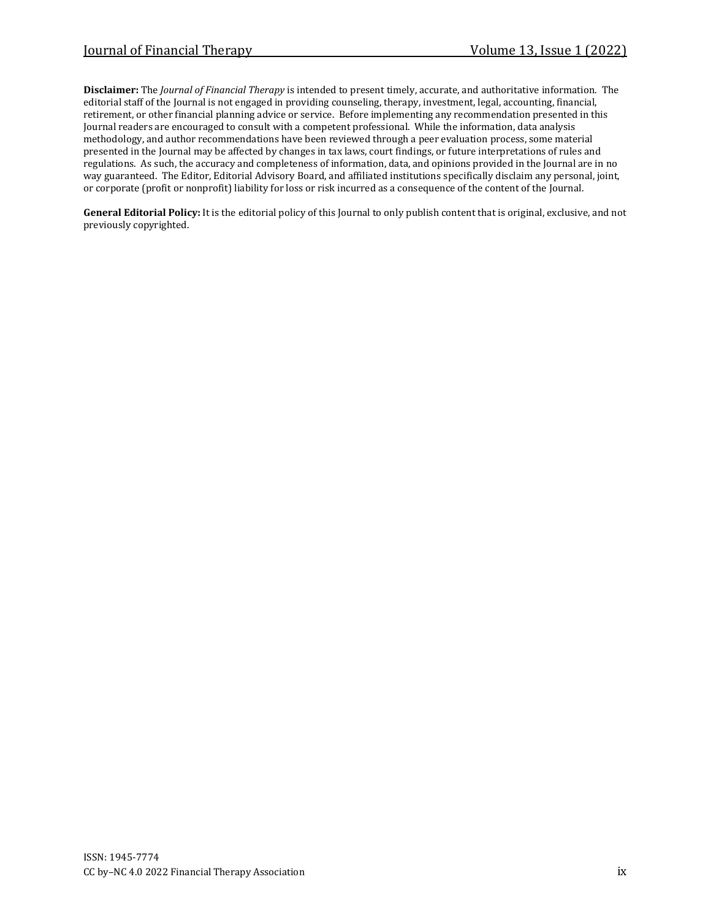**Disclaimer:** The *Journal of Financial Therapy* is intended to present timely, accurate, and authoritative information. The editorial staff of the Journal is not engaged in providing counseling, therapy, investment, legal, accounting, financial, retirement, or other financial planning advice or service. Before implementing any recommendation presented in this Journal readers are encouraged to consult with a competent professional. While the information, data analysis methodology, and author recommendations have been reviewed through a peer evaluation process, some material presented in the Journal may be affected by changes in tax laws, court findings, or future interpretations of rules and regulations. As such, the accuracy and completeness of information, data, and opinions provided in the Journal are in no way guaranteed. The Editor, Editorial Advisory Board, and affiliated institutions specifically disclaim any personal, joint, or corporate (profit or nonprofit) liability for loss or risk incurred as a consequence of the content of the Journal.

**General Editorial Policy:** It is the editorial policy of this Journal to only publish content that is original, exclusive, and not previously copyrighted.